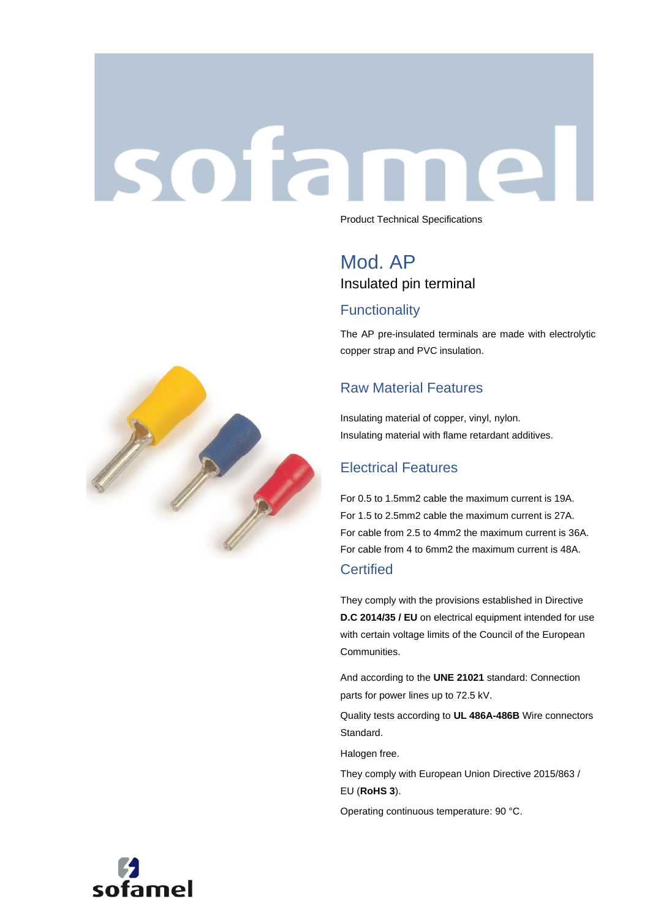Product Technical Specifications

# Mod. AP

Insulated pin terminal

## Functionality

The AP pre-insulated terminals are made with electrolytic copper strap and PVC insulation.

## Raw Material Features

Insulating material of copper, vinyl, nylon.
Insulating material with flame retardant additives.

## Electrical Features

For 0.5 to 1.5mm2 cable the maximum current is 19A.
For 1.5 to 2.5mm2 cable the maximum current is 27A.
For cable from 2.5 to 4mm2 the maximum current is 36A.
For cable from 4 to 6mm2 the maximum current is 48A.

## Certified

They comply with the provisions established in Directive **D.C 2014/35 / EU** on electrical equipment intended for use with certain voltage limits of the Council of the European Communities.

And according to the **UNE 21021** standard: Connection parts for power lines up to 72.5 kV.

Quality tests according to **UL 486A-486B** Wire connectors Standard.

Halogen free.

They comply with European Union Directive 2015/863 / EU (**RoHS 3**).

Operating continuous temperature: 90 °C.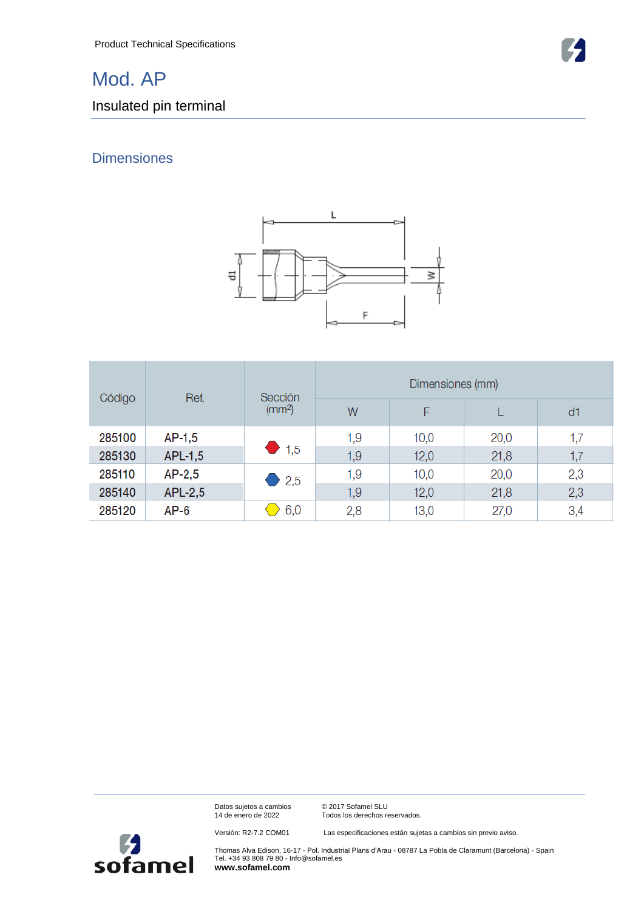Product Technical Specifications

# Mod. AP

## Insulated pin terminal

### Dimensiones

L

d1

W

F

| Código | Ref. | Sección (mm²) | Dimensiones (mm) | | | |
|---|---|---|---|---|---|---|
| | | | W | F | L | d1 |
| 285100 | AP-1,5 | 1,5 | 1,9 | 10,0 | 20,0 | 1,7 |
| 285130 | APL-1,5 | 1,5 | 1,9 | 12,0 | 21,8 | 1,7 |
| 285110 | AP-2,5 | 2,5 | 1,9 | 10,0 | 20,0 | 2,3 |
| 285140 | APL-2,5 | 2,5 | 1,9 | 12,0 | 21,8 | 2,3 |
| 285120 | AP-6 | 6,0 | 2,8 | 13,0 | 27,0 | 3,4 |

Datos sujetos a cambios
14 de enero de 2022

© 2017 Sofamel SLU
Todos los derechos reservados.

Versión: R2-7.2 COM01

Las especificaciones están sujetas a cambios sin previo aviso.

Thomas Alva Edison, 16-17 - Pol. Industrial Plans d'Arau - 08787 La Pobla de Claramunt (Barcelona) - Spain
Tel. +34 93 808 79 80 - Info@sofamel.es
**www.sofamel.com**